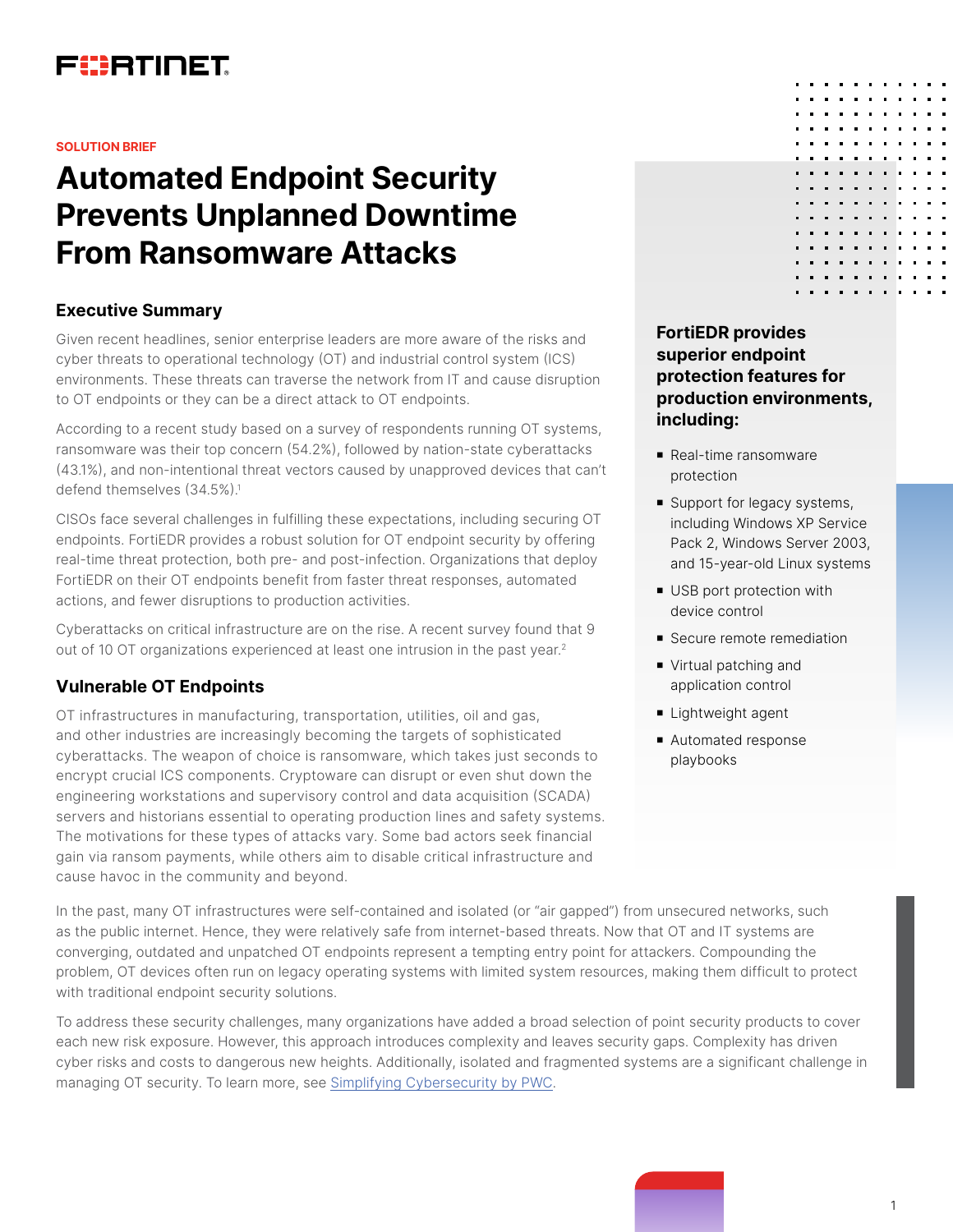FORTINET

SOLUTION BRIEF

# Automated Endpoint Security Prevents Unplanned Downtime From Ransomware Attacks

## Executive Summary

Given recent headlines, senior enterprise leaders are more aware of the risks and cyber threats to operational technology (OT) and industrial control system (ICS) environments. These threats can traverse the network from IT and cause disruption to OT endpoints or they can be a direct attack to OT endpoints.

According to a recent study based on a survey of respondents running OT systems, ransomware was their top concern (54.2%), followed by nation-state cyberattacks (43.1%), and non-intentional threat vectors caused by unapproved devices that can't defend themselves (34.5%).[1]

CISOs face several challenges in fulfilling these expectations, including securing OT endpoints. FortiEDR provides a robust solution for OT endpoint security by offering real-time threat protection, both pre- and post-infection. Organizations that deploy FortiEDR on their OT endpoints benefit from faster threat responses, automated actions, and fewer disruptions to production activities.

Cyberattacks on critical infrastructure are on the rise. A recent survey found that 9 out of 10 OT organizations experienced at least one intrusion in the past year.[2]

## Vulnerable OT Endpoints

OT infrastructures in manufacturing, transportation, utilities, oil and gas, and other industries are increasingly becoming the targets of sophisticated cyberattacks. The weapon of choice is ransomware, which takes just seconds to encrypt crucial ICS components. Cryptoware can disrupt or even shut down the engineering workstations and supervisory control and data acquisition (SCADA) servers and historians essential to operating production lines and safety systems. The motivations for these types of attacks vary. Some bad actors seek financial gain via ransom payments, while others aim to disable critical infrastructure and cause havoc in the community and beyond.

In the past, many OT infrastructures were self-contained and isolated (or "air gapped") from unsecured networks, such as the public internet. Hence, they were relatively safe from internet-based threats. Now that OT and IT systems are converging, outdated and unpatched OT endpoints represent a tempting entry point for attackers. Compounding the problem, OT devices often run on legacy operating systems with limited system resources, making them difficult to protect with traditional endpoint security solutions.

To address these security challenges, many organizations have added a broad selection of point security products to cover each new risk exposure. However, this approach introduces complexity and leaves security gaps. Complexity has driven cyber risks and costs to dangerous new heights. Additionally, isolated and fragmented systems are a significant challenge in managing OT security. To learn more, see [Simplifying Cybersecurity by PWC](#).

**FortiEDR provides superior endpoint protection features for production environments, including:**

- Real-time ransomware protection
- Support for legacy systems, including Windows XP Service Pack 2, Windows Server 2003, and 15-year-old Linux systems
- USB port protection with device control
- Secure remote remediation
- Virtual patching and application control
- Lightweight agent
- Automated response playbooks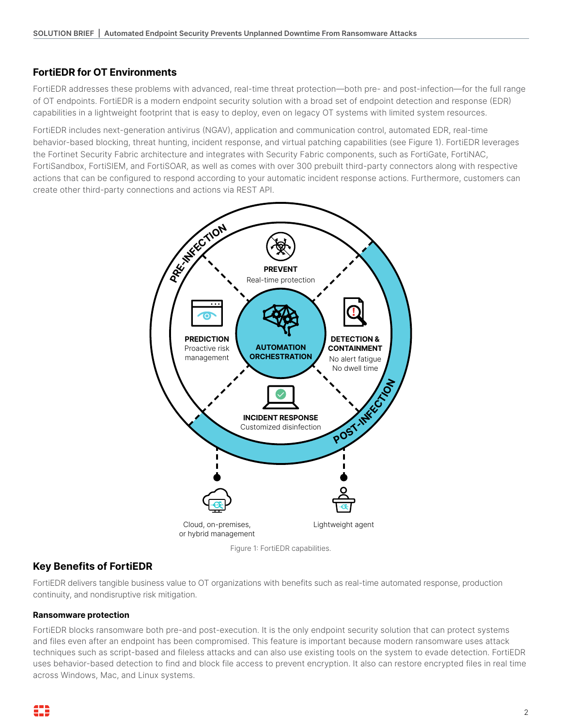## FortiEDR for OT Environments

FortiEDR addresses these problems with advanced, real-time threat protection—both pre- and post-infection—for the full range of OT endpoints. FortiEDR is a modern endpoint security solution with a broad set of endpoint detection and response (EDR) capabilities in a lightweight footprint that is easy to deploy, even on legacy OT systems with limited system resources.

FortiEDR includes next-generation antivirus (NGAV), application and communication control, automated EDR, real-time behavior-based blocking, threat hunting, incident response, and virtual patching capabilities (see Figure 1). FortiEDR leverages the Fortinet Security Fabric architecture and integrates with Security Fabric components, such as FortiGate, FortiNAC, FortiSandbox, FortiSIEM, and FortiSOAR, as well as comes with over 300 prebuilt third-party connectors along with respective actions that can be configured to respond according to your automatic incident response actions. Furthermore, customers can create other third-party connections and actions via REST API.

PRE-INFECTION

PREVENT
Real-time protection

PREDICTION
Proactive risk management

AUTOMATION ORCHESTRATION

DETECTION & CONTAINMENT
No alert fatigue
No dwell time

INCIDENT RESPONSE
Customized disinfection

POST-INFECTION

Cloud, on-premises, or hybrid management

Lightweight agent

Figure 1: FortiEDR capabilities.

## Key Benefits of FortiEDR

FortiEDR delivers tangible business value to OT organizations with benefits such as real-time automated response, production continuity, and nondisruptive risk mitigation.

### Ransomware protection

FortiEDR blocks ransomware both pre-and post-execution. It is the only endpoint security solution that can protect systems and files even after an endpoint has been compromised. This feature is important because modern ransomware uses attack techniques such as script-based and fileless attacks and can also use existing tools on the system to evade detection. FortiEDR uses behavior-based detection to find and block file access to prevent encryption. It also can restore encrypted files in real time across Windows, Mac, and Linux systems.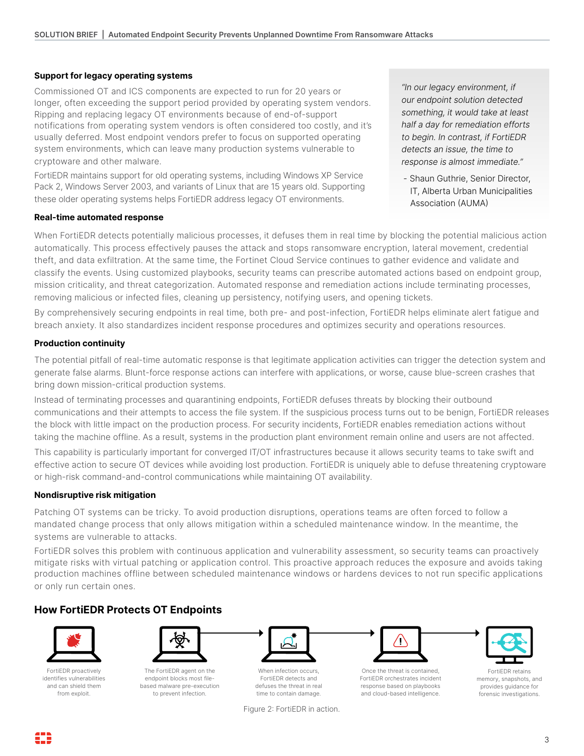### Support for legacy operating systems

Commissioned OT and ICS components are expected to run for 20 years or longer, often exceeding the support period provided by operating system vendors. Ripping and replacing legacy OT environments because of end-of-support notifications from operating system vendors is often considered too costly, and it's usually deferred. Most endpoint vendors prefer to focus on supported operating system environments, which can leave many production systems vulnerable to cryptoware and other malware.

FortiEDR maintains support for old operating systems, including Windows XP Service Pack 2, Windows Server 2003, and variants of Linux that are 15 years old. Supporting these older operating systems helps FortiEDR address legacy OT environments.

> *"In our legacy environment, if our endpoint solution detected something, it would take at least half a day for remediation efforts to begin. In contrast, if FortiEDR detects an issue, the time to response is almost immediate."*
>
> - Shaun Guthrie, Senior Director, IT, Alberta Urban Municipalities Association (AUMA)

### Real-time automated response

When FortiEDR detects potentially malicious processes, it defuses them in real time by blocking the potential malicious action automatically. This process effectively pauses the attack and stops ransomware encryption, lateral movement, credential theft, and data exfiltration. At the same time, the Fortinet Cloud Service continues to gather evidence and validate and classify the events. Using customized playbooks, security teams can prescribe automated actions based on endpoint group, mission criticality, and threat categorization. Automated response and remediation actions include terminating processes, removing malicious or infected files, cleaning up persistency, notifying users, and opening tickets.

By comprehensively securing endpoints in real time, both pre- and post-infection, FortiEDR helps eliminate alert fatigue and breach anxiety. It also standardizes incident response procedures and optimizes security and operations resources.

### Production continuity

The potential pitfall of real-time automatic response is that legitimate application activities can trigger the detection system and generate false alarms. Blunt-force response actions can interfere with applications, or worse, cause blue-screen crashes that bring down mission-critical production systems.

Instead of terminating processes and quarantining endpoints, FortiEDR defuses threats by blocking their outbound communications and their attempts to access the file system. If the suspicious process turns out to be benign, FortiEDR releases the block with little impact on the production process. For security incidents, FortiEDR enables remediation actions without taking the machine offline. As a result, systems in the production plant environment remain online and users are not affected.

This capability is particularly important for converged IT/OT infrastructures because it allows security teams to take swift and effective action to secure OT devices while avoiding lost production. FortiEDR is uniquely able to defuse threatening cryptoware or high-risk command-and-control communications while maintaining OT availability.

### Nondisruptive risk mitigation

Patching OT systems can be tricky. To avoid production disruptions, operations teams are often forced to follow a mandated change process that only allows mitigation within a scheduled maintenance window. In the meantime, the systems are vulnerable to attacks.

FortiEDR solves this problem with continuous application and vulnerability assessment, so security teams can proactively mitigate risks with virtual patching or application control. This proactive approach reduces the exposure and avoids taking production machines offline between scheduled maintenance windows or hardens devices to not run specific applications or only run certain ones.

## How FortiEDR Protects OT Endpoints

FortiEDR proactively identifies vulnerabilities and can shield them from exploit.

The FortiEDR agent on the endpoint blocks most file-based malware pre-execution to prevent infection.

When infection occurs, FortiEDR detects and defuses the threat in real time to contain damage.

Once the threat is contained, FortiEDR orchestrates incident response based on playbooks and cloud-based intelligence.

FortiEDR retains memory, snapshots, and provides guidance for forensic investigations.

Figure 2: FortiEDR in action.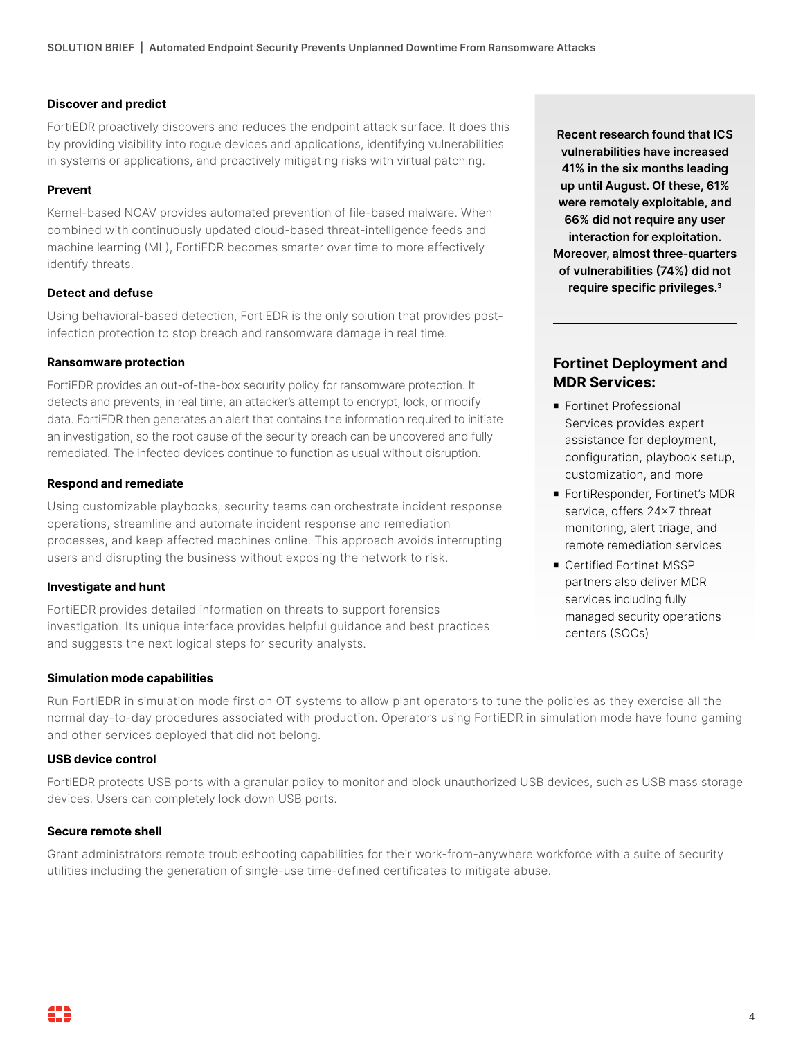### Discover and predict

FortiEDR proactively discovers and reduces the endpoint attack surface. It does this by providing visibility into rogue devices and applications, identifying vulnerabilities in systems or applications, and proactively mitigating risks with virtual patching.

### Prevent

Kernel-based NGAV provides automated prevention of file-based malware. When combined with continuously updated cloud-based threat-intelligence feeds and machine learning (ML), FortiEDR becomes smarter over time to more effectively identify threats.

### Detect and defuse

Using behavioral-based detection, FortiEDR is the only solution that provides post-infection protection to stop breach and ransomware damage in real time.

### Ransomware protection

FortiEDR provides an out-of-the-box security policy for ransomware protection. It detects and prevents, in real time, an attacker's attempt to encrypt, lock, or modify data. FortiEDR then generates an alert that contains the information required to initiate an investigation, so the root cause of the security breach can be uncovered and fully remediated. The infected devices continue to function as usual without disruption.

### Respond and remediate

Using customizable playbooks, security teams can orchestrate incident response operations, streamline and automate incident response and remediation processes, and keep affected machines online. This approach avoids interrupting users and disrupting the business without exposing the network to risk.

### Investigate and hunt

FortiEDR provides detailed information on threats to support forensics investigation. Its unique interface provides helpful guidance and best practices and suggests the next logical steps for security analysts.

**Recent research found that ICS vulnerabilities have increased 41% in the six months leading up until August. Of these, 61% were remotely exploitable, and 66% did not require any user interaction for exploitation. Moreover, almost three-quarters of vulnerabilities (74%) did not require specific privileges.[3]**

## Fortinet Deployment and MDR Services:

- Fortinet Professional Services provides expert assistance for deployment, configuration, playbook setup, customization, and more
- FortiResponder, Fortinet's MDR service, offers 24×7 threat monitoring, alert triage, and remote remediation services
- Certified Fortinet MSSP partners also deliver MDR services including fully managed security operations centers (SOCs)

### Simulation mode capabilities

Run FortiEDR in simulation mode first on OT systems to allow plant operators to tune the policies as they exercise all the normal day-to-day procedures associated with production. Operators using FortiEDR in simulation mode have found gaming and other services deployed that did not belong.

### USB device control

FortiEDR protects USB ports with a granular policy to monitor and block unauthorized USB devices, such as USB mass storage devices. Users can completely lock down USB ports.

### Secure remote shell

Grant administrators remote troubleshooting capabilities for their work-from-anywhere workforce with a suite of security utilities including the generation of single-use time-defined certificates to mitigate abuse.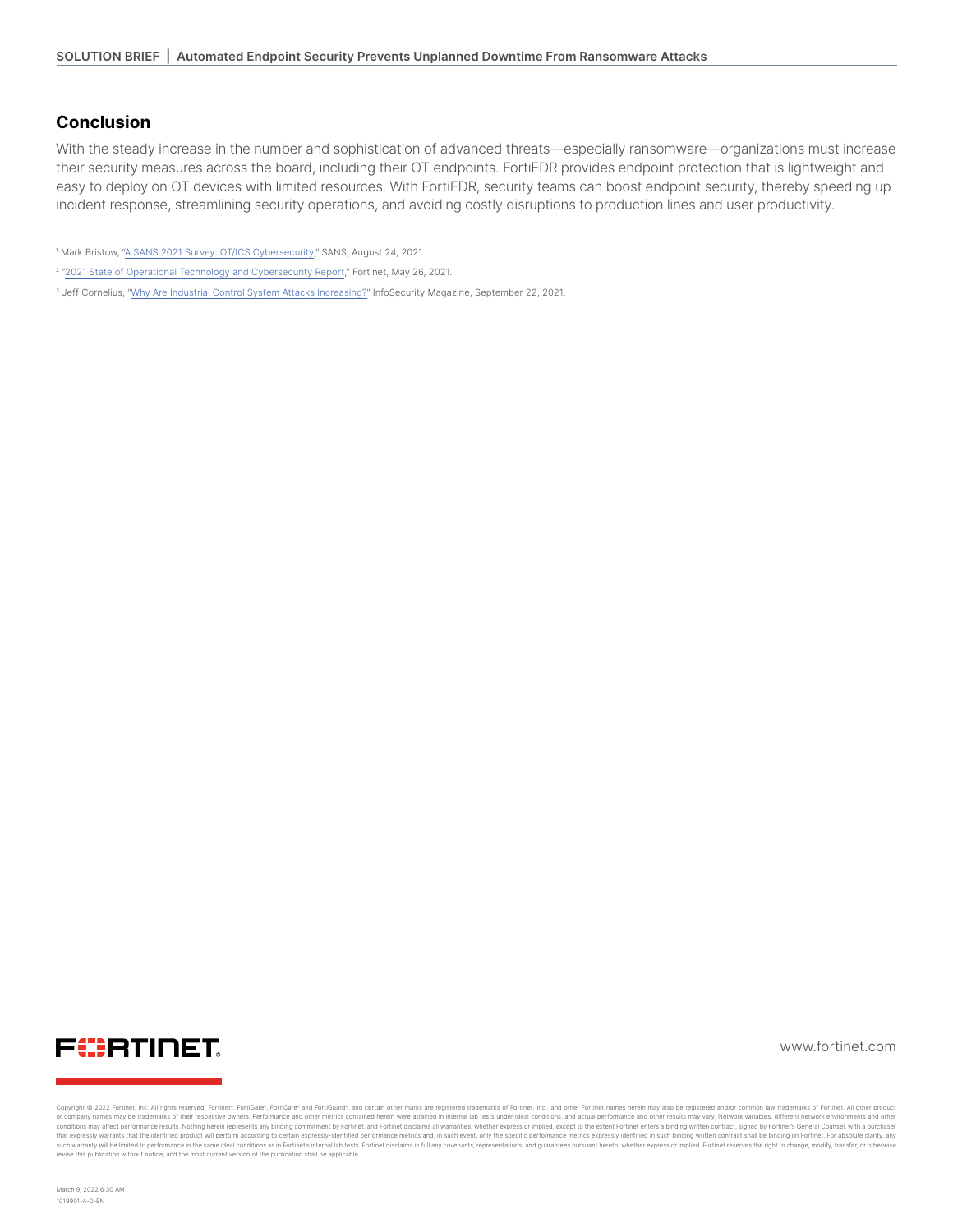## Conclusion

With the steady increase in the number and sophistication of advanced threats—especially ransomware—organizations must increase their security measures across the board, including their OT endpoints. FortiEDR provides endpoint protection that is lightweight and easy to deploy on OT devices with limited resources. With FortiEDR, security teams can boost endpoint security, thereby speeding up incident response, streamlining security operations, and avoiding costly disruptions to production lines and user productivity.

[1] Mark Bristow, "A SANS 2021 Survey: OT/ICS Cybersecurity," SANS, August 24, 2021

[2] "2021 State of Operational Technology and Cybersecurity Report," Fortinet, May 26, 2021.

[3] Jeff Cornelius, "Why Are Industrial Control System Attacks Increasing?" InfoSecurity Magazine, September 22, 2021.

www.fortinet.com

Copyright © 2022 Fortinet, Inc. All rights reserved. Fortinet®, FortiGate®, FortiCare® and FortiGuard®, and certain other marks are registered trademarks of Fortinet, Inc., and other Fortinet names herein may also be registered and/or common law trademarks of Fortinet. All other product or company names may be trademarks of their respective owners. Performance and other metrics contained herein were attained in internal lab tests under ideal conditions, and actual performance and other results may vary. Network variables, different network environments and other conditions may affect performance results. Nothing herein represents any binding commitment by Fortinet, and Fortinet disclaims all warranties, whether express or implied, except to the extent Fortinet enters a binding written contract, signed by Fortinet's General Counsel, with a purchaser that expressly warrants that the identified product will perform according to certain expressly-identified performance metrics and, in such event, only the specific performance metrics expressly identified in such binding written contract shall be binding on Fortinet. For absolute clarity, any such warranty will be limited to performance in the same ideal conditions as in Fortinet's internal lab tests. Fortinet disclaims in full any covenants, representations, and guarantees pursuant hereto, whether express or implied. Fortinet reserves the right to change, modify, transfer, or otherwise revise this publication without notice, and the most current version of the publication shall be applicable.

March 9, 2022 6:30 AM
1019901-A-0-EN